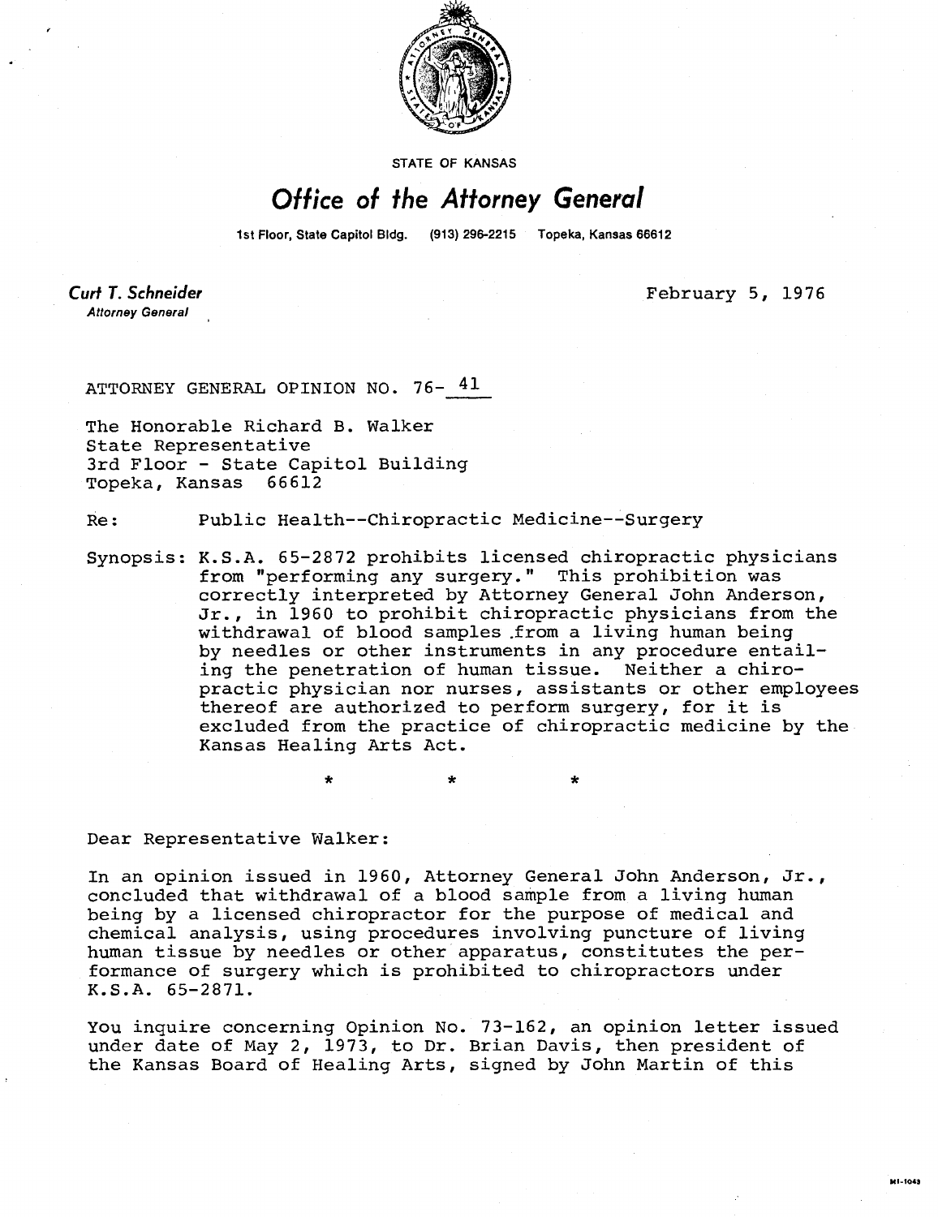STATE OF KANSAS

# Office of the Attorney General

1st Floor, State Capitol Bldg. (913) 296-2215 Topeka, Kansas 66612

**Curt T. Schneider**
*Attorney General*

February 5, 1976

ATTORNEY GENERAL OPINION NO. 76-41

The Honorable Richard B. Walker
State Representative
3rd Floor - State Capitol Building
Topeka, Kansas 66612

Re: Public Health--Chiropractic Medicine--Surgery

Synopsis: K.S.A. 65-2872 prohibits licensed chiropractic physicians from "performing any surgery." This prohibition was correctly interpreted by Attorney General John Anderson, Jr., in 1960 to prohibit chiropractic physicians from the withdrawal of blood samples from a living human being by needles or other instruments in any procedure entailing the penetration of human tissue. Neither a chiropractic physician nor nurses, assistants or other employees thereof are authorized to perform surgery, for it is excluded from the practice of chiropractic medicine by the Kansas Healing Arts Act.

\* \* \*

Dear Representative Walker:

In an opinion issued in 1960, Attorney General John Anderson, Jr., concluded that withdrawal of a blood sample from a living human being by a licensed chiropractor for the purpose of medical and chemical analysis, using procedures involving puncture of living human tissue by needles or other apparatus, constitutes the performance of surgery which is prohibited to chiropractors under K.S.A. 65-2871.

You inquire concerning Opinion No. 73-162, an opinion letter issued under date of May 2, 1973, to Dr. Brian Davis, then president of the Kansas Board of Healing Arts, signed by John Martin of this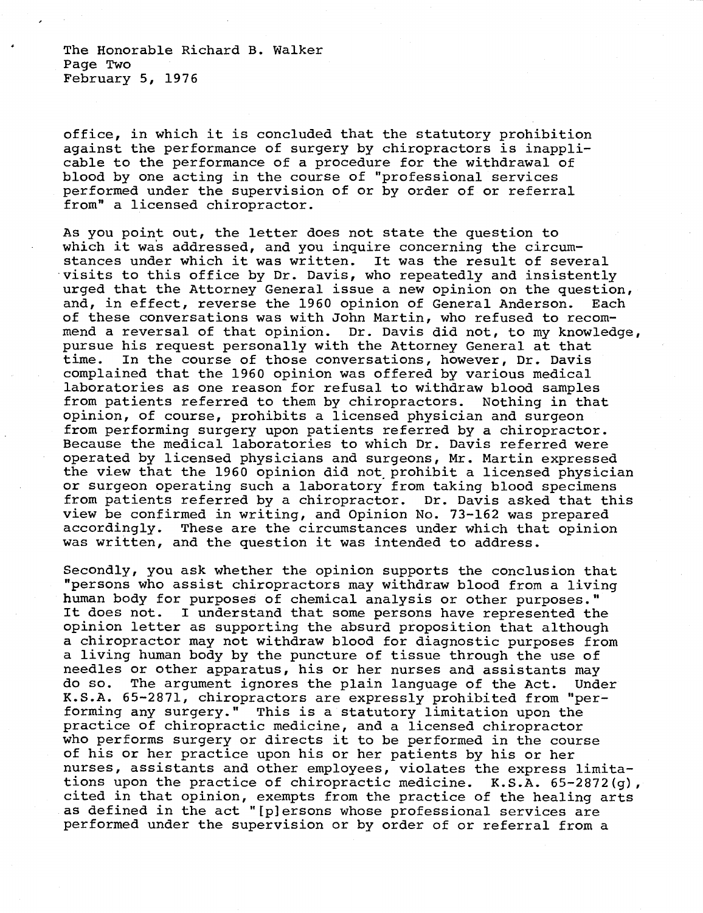office, in which it is concluded that the statutory prohibition against the performance of surgery by chiropractors is inapplicable to the performance of a procedure for the withdrawal of blood by one acting in the course of "professional services performed under the supervision of or by order of or referral from" a licensed chiropractor.

As you point out, the letter does not state the question to which it was addressed, and you inquire concerning the circumstances under which it was written. It was the result of several visits to this office by Dr. Davis, who repeatedly and insistently urged that the Attorney General issue a new opinion on the question, and, in effect, reverse the 1960 opinion of General Anderson. Each of these conversations was with John Martin, who refused to recommend a reversal of that opinion. Dr. Davis did not, to my knowledge, pursue his request personally with the Attorney General at that time. In the course of those conversations, however, Dr. Davis complained that the 1960 opinion was offered by various medical laboratories as one reason for refusal to withdraw blood samples from patients referred to them by chiropractors. Nothing in that opinion, of course, prohibits a licensed physician and surgeon from performing surgery upon patients referred by a chiropractor. Because the medical laboratories to which Dr. Davis referred were operated by licensed physicians and surgeons, Mr. Martin expressed the view that the 1960 opinion did not prohibit a licensed physician or surgeon operating such a laboratory from taking blood specimens from patients referred by a chiropractor. Dr. Davis asked that this view be confirmed in writing, and Opinion No. 73-162 was prepared accordingly. These are the circumstances under which that opinion was written, and the question it was intended to address.

Secondly, you ask whether the opinion supports the conclusion that "persons who assist chiropractors may withdraw blood from a living human body for purposes of chemical analysis or other purposes." It does not. I understand that some persons have represented the opinion letter as supporting the absurd proposition that although a chiropractor may not withdraw blood for diagnostic purposes from a living human body by the puncture of tissue through the use of needles or other apparatus, his or her nurses and assistants may do so. The argument ignores the plain language of the Act. Under K.S.A. 65-2871, chiropractors are expressly prohibited from "performing any surgery." This is a statutory limitation upon the practice of chiropractic medicine, and a licensed chiropractor who performs surgery or directs it to be performed in the course of his or her practice upon his or her patients by his or her nurses, assistants and other employees, violates the express limitations upon the practice of chiropractic medicine. K.S.A. 65-2872(g), cited in that opinion, exempts from the practice of the healing arts as defined in the act "[p]ersons whose professional services are performed under the supervision or by order of or referral from a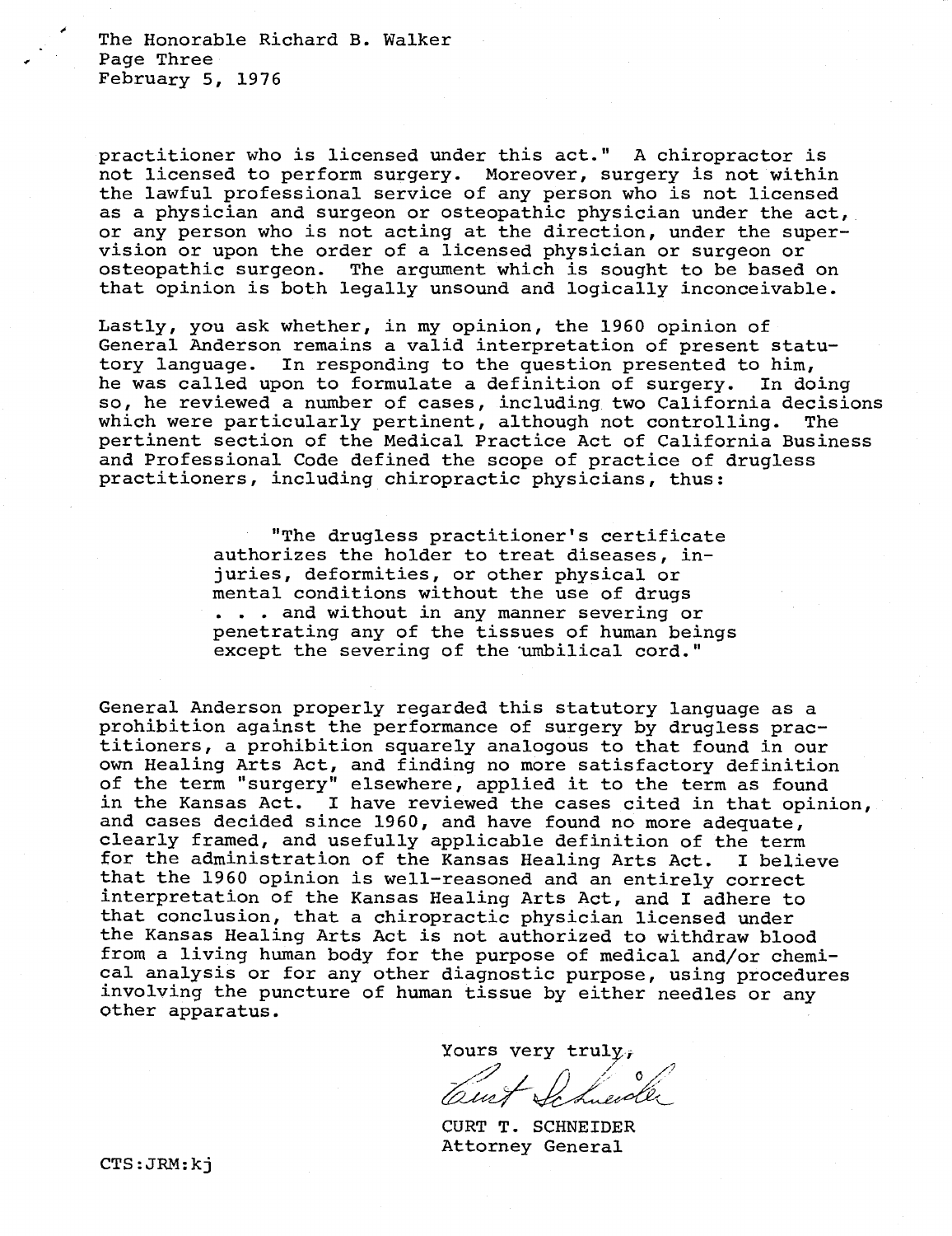practitioner who is licensed under this act." A chiropractor is not licensed to perform surgery. Moreover, surgery is not within the lawful professional service of any person who is not licensed as a physician and surgeon or osteopathic physician under the act, or any person who is not acting at the direction, under the supervision or upon the order of a licensed physician or surgeon or osteopathic surgeon. The argument which is sought to be based on that opinion is both legally unsound and logically inconceivable.

Lastly, you ask whether, in my opinion, the 1960 opinion of General Anderson remains a valid interpretation of present statutory language. In responding to the question presented to him, he was called upon to formulate a definition of surgery. In doing so, he reviewed a number of cases, including two California decisions which were particularly pertinent, although not controlling. The pertinent section of the Medical Practice Act of California Business and Professional Code defined the scope of practice of drugless practitioners, including chiropractic physicians, thus:

> "The drugless practitioner's certificate authorizes the holder to treat diseases, injuries, deformities, or other physical or mental conditions without the use of drugs . . . and without in any manner severing or penetrating any of the tissues of human beings except the severing of the umbilical cord."

General Anderson properly regarded this statutory language as a prohibition against the performance of surgery by drugless practitioners, a prohibition squarely analogous to that found in our own Healing Arts Act, and finding no more satisfactory definition of the term "surgery" elsewhere, applied it to the term as found in the Kansas Act. I have reviewed the cases cited in that opinion, and cases decided since 1960, and have found no more adequate, clearly framed, and usefully applicable definition of the term for the administration of the Kansas Healing Arts Act. I believe that the 1960 opinion is well-reasoned and an entirely correct interpretation of the Kansas Healing Arts Act, and I adhere to that conclusion, that a chiropractic physician licensed under the Kansas Healing Arts Act is not authorized to withdraw blood from a living human body for the purpose of medical and/or chemical analysis or for any other diagnostic purpose, using procedures involving the puncture of human tissue by either needles or any other apparatus.

Yours very truly,

Curt Schneider

CURT T. SCHNEIDER
Attorney General

CTS:JRM:kj